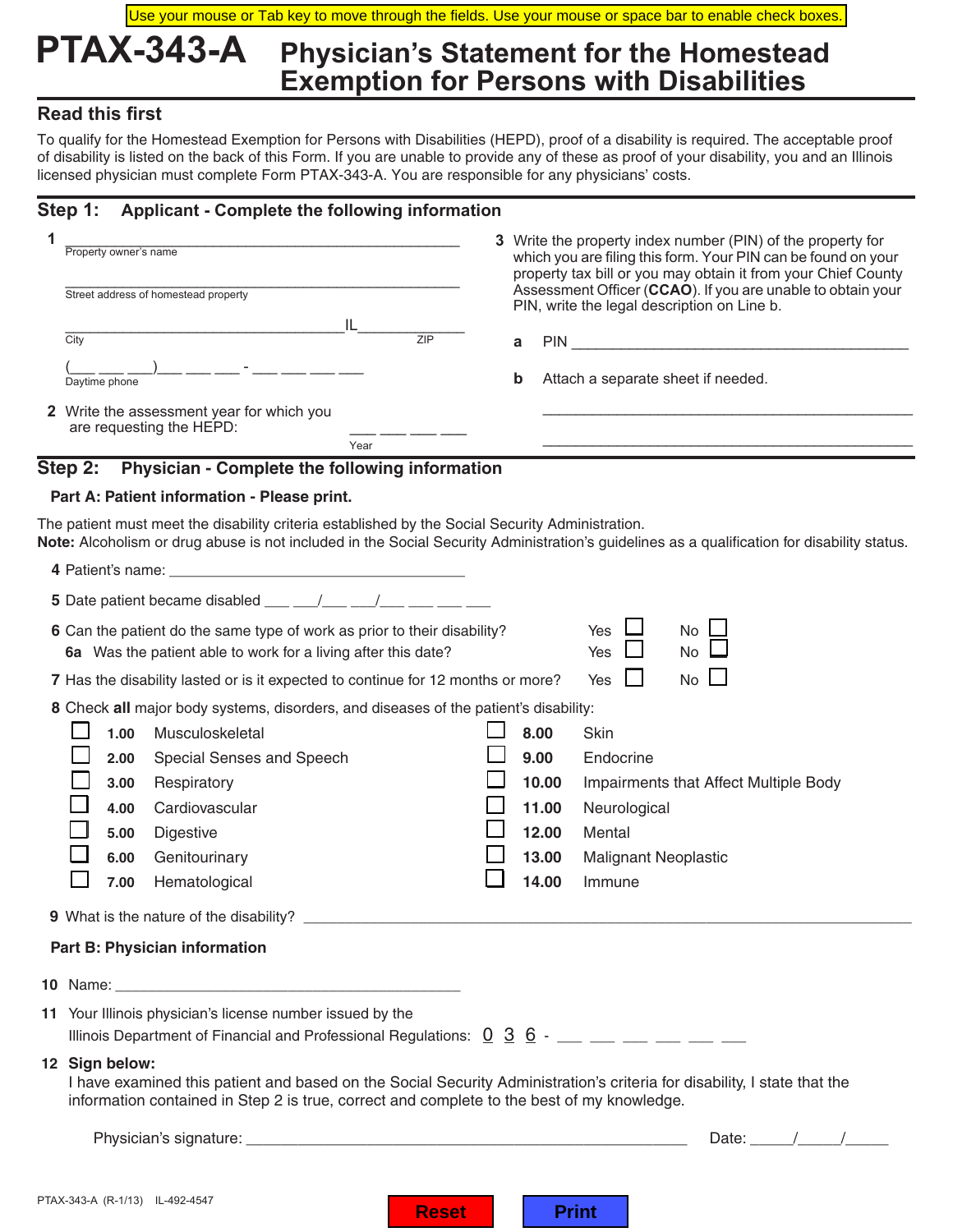Use your mouse or Tab key to move through the fields. Use your mouse or space bar to enable check boxes.

# PTAX-343-A Physician's Statement for the Homestead Exemption for Persons with Disabilities

## Read this first

To qualify for the Homestead Exemption for Persons with Disabilities (HEPD), proof of a disability is required. The acceptable proof of disability is listed on the back of this Form. If you are unable to provide any of these as proof of your disability, you and an Illinois licensed physician must complete Form PTAX-343-A. You are responsible for any physicians' costs.

## Step 1: Applicant - Complete the following information

**1** ______________________________________________
Property owner's name

______________________________________________
Street address of homestead property

________________________________ IL ____________
City ZIP

(___ ___ ___)___ ___ ___ - ___ ___ ___ ___
Daytime phone

**2** Write the assessment year for which you are requesting the HEPD: ___ ___ ___ ___
Year

**3** Write the property index number (PIN) of the property for which you are filing this form. Your PIN can be found on your property tax bill or you may obtain it from your Chief County Assessment Officer (**CCAO**). If you are unable to obtain your PIN, write the legal description on Line b.

**a** PIN ______________________________________

**b** Attach a separate sheet if needed.

______________________________________________

______________________________________________

## Step 2: Physician - Complete the following information

### Part A: Patient information - Please print.

The patient must meet the disability criteria established by the Social Security Administration.
**Note:** Alcoholism or drug abuse is not included in the Social Security Administration's guidelines as a qualification for disability status.

**4** Patient's name: ______________________________

**5** Date patient became disabled ___ ___/___ ___/___ ___ ___ ___

**6** Can the patient do the same type of work as prior to their disability? Yes ☐ No ☐

**6a** Was the patient able to work for a living after this date? Yes ☐ No ☐

**7** Has the disability lasted or is it expected to continue for 12 months or more? Yes ☐ No ☐

**8** Check **all** major body systems, disorders, and diseases of the patient's disability:

- ☐ **1.00** Musculoskeletal
- ☐ **2.00** Special Senses and Speech
- ☐ **3.00** Respiratory
- ☐ **4.00** Cardiovascular
- ☐ **5.00** Digestive
- ☐ **6.00** Genitourinary
- ☐ **7.00** Hematological
- ☐ **8.00** Skin
- ☐ **9.00** Endocrine
- ☐ **10.00** Impairments that Affect Multiple Body
- ☐ **11.00** Neurological
- ☐ **12.00** Mental
- ☐ **13.00** Malignant Neoplastic
- ☐ **14.00** Immune

**9** What is the nature of the disability? ______________________________________________

### Part B: Physician information

**10** Name: ______________________________________

**11** Your Illinois physician's license number issued by the Illinois Department of Financial and Professional Regulations: 0 3 6 - ___ ___ ___ ___ ___ ___

**12 Sign below:**
I have examined this patient and based on the Social Security Administration's criteria for disability, I state that the information contained in Step 2 is true, correct and complete to the best of my knowledge.

Physician's signature: ______________________________________ Date: _____/_____/_____

PTAX-343-A (R-1/13) IL-492-4547

Reset Print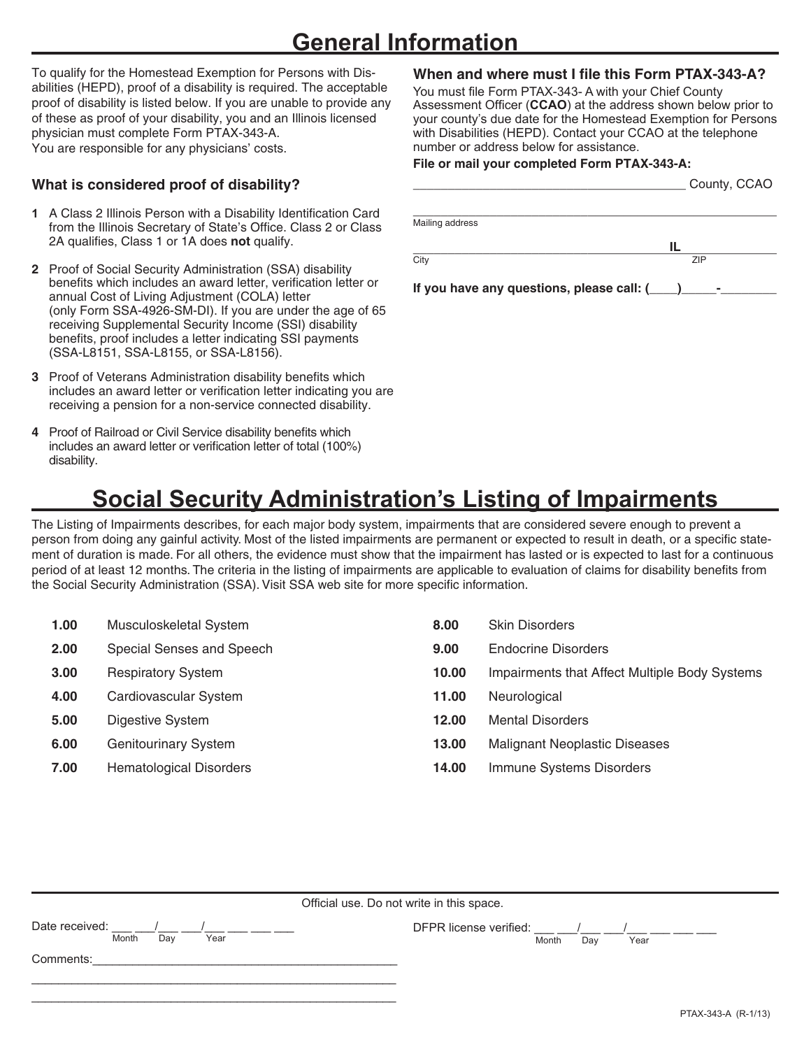# General Information

To qualify for the Homestead Exemption for Persons with Disabilities (HEPD), proof of a disability is required. The acceptable proof of disability is listed below. If you are unable to provide any of these as proof of your disability, you and an Illinois licensed physician must complete Form PTAX-343-A.
You are responsible for any physicians' costs.

### What is considered proof of disability?

**1** A Class 2 Illinois Person with a Disability Identification Card from the Illinois Secretary of State's Office. Class 2 or Class 2A qualifies, Class 1 or 1A does **not** qualify.

**2** Proof of Social Security Administration (SSA) disability benefits which includes an award letter, verification letter or annual Cost of Living Adjustment (COLA) letter (only Form SSA-4926-SM-DI). If you are under the age of 65 receiving Supplemental Security Income (SSI) disability benefits, proof includes a letter indicating SSI payments (SSA-L8151, SSA-L8155, or SSA-L8156).

**3** Proof of Veterans Administration disability benefits which includes an award letter or verification letter indicating you are receiving a pension for a non-service connected disability.

**4** Proof of Railroad or Civil Service disability benefits which includes an award letter or verification letter of total (100%) disability.

### When and where must I file this Form PTAX-343-A?

You must file Form PTAX-343- A with your Chief County Assessment Officer (**CCAO**) at the address shown below prior to your county's due date for the Homestead Exemption for Persons with Disabilities (HEPD). Contact your CCAO at the telephone number or address below for assistance.

**File or mail your completed Form PTAX-343-A:**

________________________________ County, CCAO

________________________________________________
Mailing address

________________________________ **IL** __________
City ZIP

**If you have any questions, please call: (____)_____-________**

# Social Security Administration's Listing of Impairments

The Listing of Impairments describes, for each major body system, impairments that are considered severe enough to prevent a person from doing any gainful activity. Most of the listed impairments are permanent or expected to result in death, or a specific statement of duration is made. For all others, the evidence must show that the impairment has lasted or is expected to last for a continuous period of at least 12 months. The criteria in the listing of impairments are applicable to evaluation of claims for disability benefits from the Social Security Administration (SSA). Visit SSA web site for more specific information.

| | | | |
|---|---|---|---|
| **1.00** | Musculoskeletal System | **8.00** | Skin Disorders |
| **2.00** | Special Senses and Speech | **9.00** | Endocrine Disorders |
| **3.00** | Respiratory System | **10.00** | Impairments that Affect Multiple Body Systems |
| **4.00** | Cardiovascular System | **11.00** | Neurological |
| **5.00** | Digestive System | **12.00** | Mental Disorders |
| **6.00** | Genitourinary System | **13.00** | Malignant Neoplastic Diseases |
| **7.00** | Hematological Disorders | **14.00** | Immune Systems Disorders |

Official use. Do not write in this space.

Date received: ___ ___/___ ___/___ ___ ___ ___
Month Day Year

DFPR license verified: ___ ___/___ ___/___ ___ ___ ___
Month Day Year

Comments:________________________________________________

__________________________________________________________

__________________________________________________________

PTAX-343-A (R-1/13)